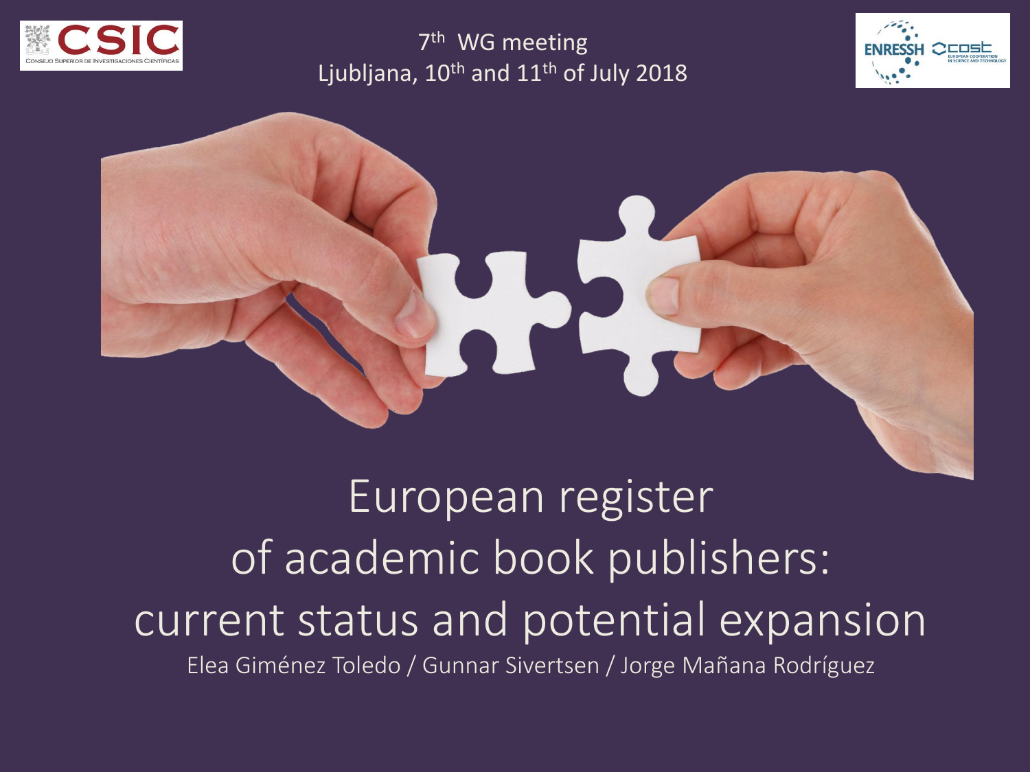7th WG meeting
Ljubljana, 10th and 11th of July 2018

# European register of academic book publishers: current status and potential expansion

Elea Giménez Toledo / Gunnar Sivertsen / Jorge Mañana Rodríguez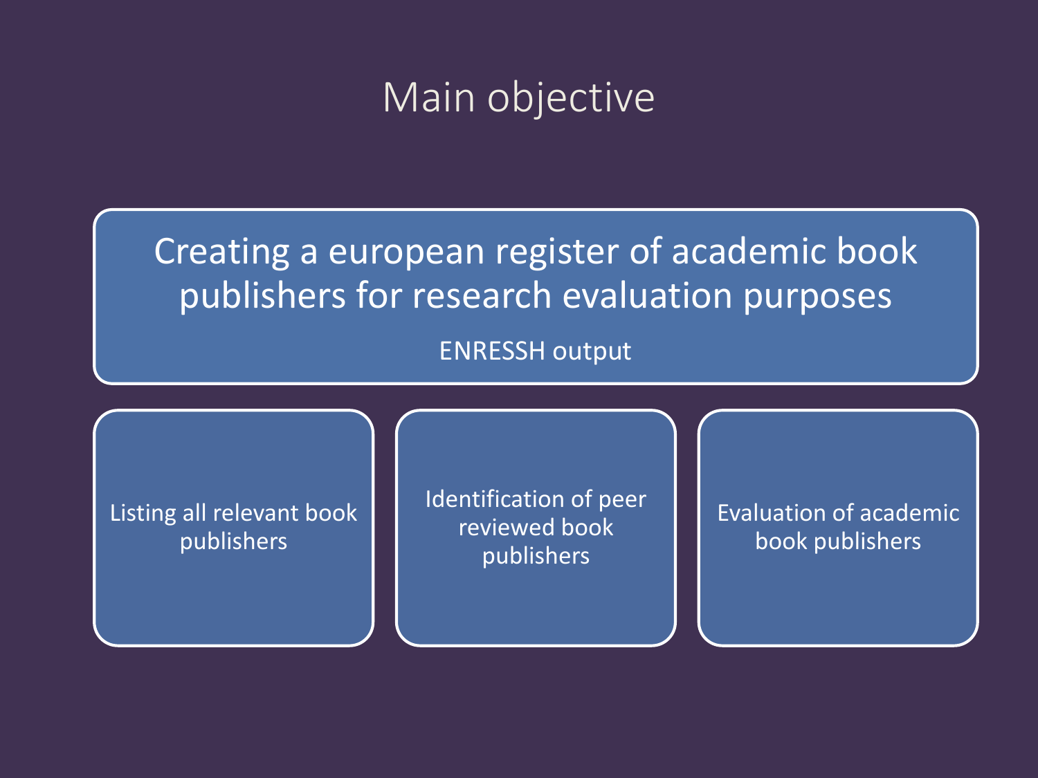# Main objective

**Creating a european register of academic book publishers for research evaluation purposes**

ENRESSH output

- Listing all relevant book publishers
- Identification of peer reviewed book publishers
- Evaluation of academic book publishers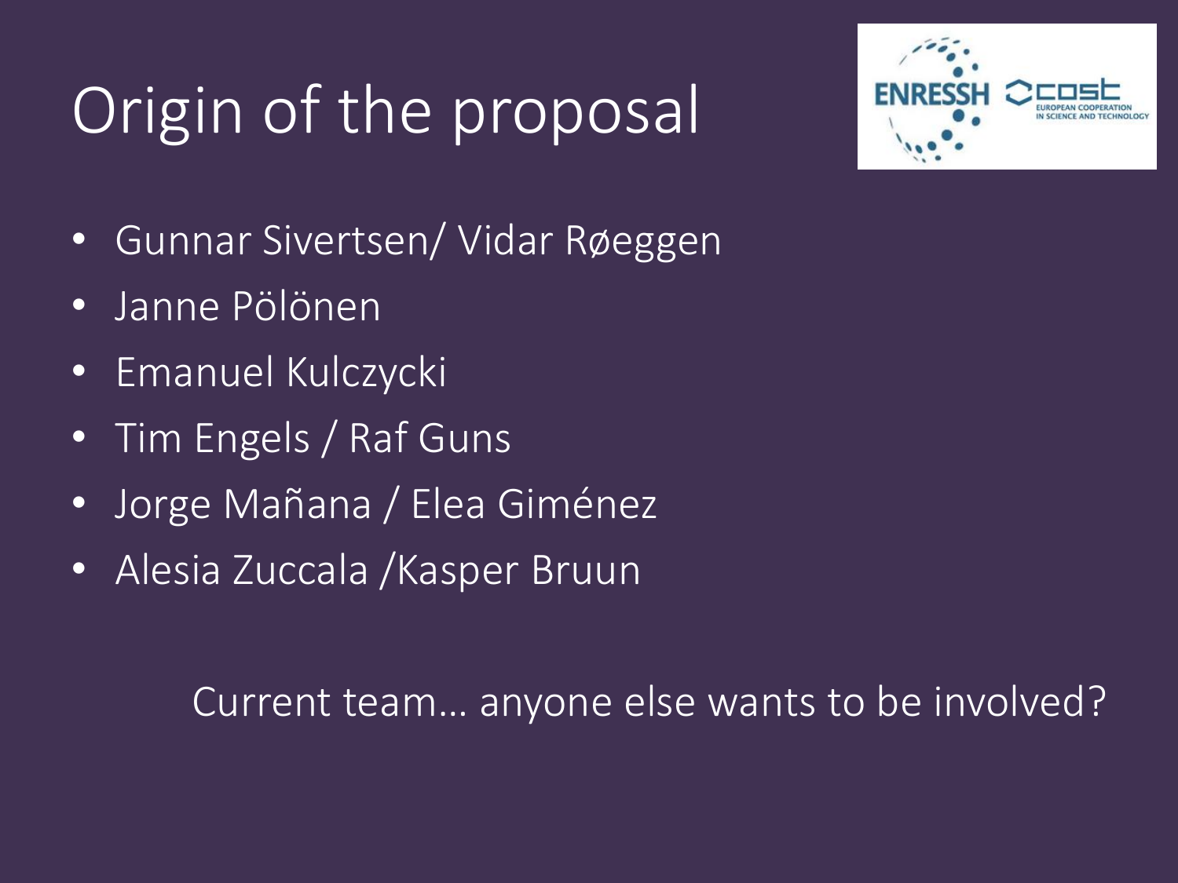# Origin of the proposal

- Gunnar Sivertsen/ Vidar Røeggen
- Janne Pölönen
- Emanuel Kulczycki
- Tim Engels / Raf Guns
- Jorge Mañana / Elea Giménez
- Alesia Zuccala /Kasper Bruun

Current team… anyone else wants to be involved?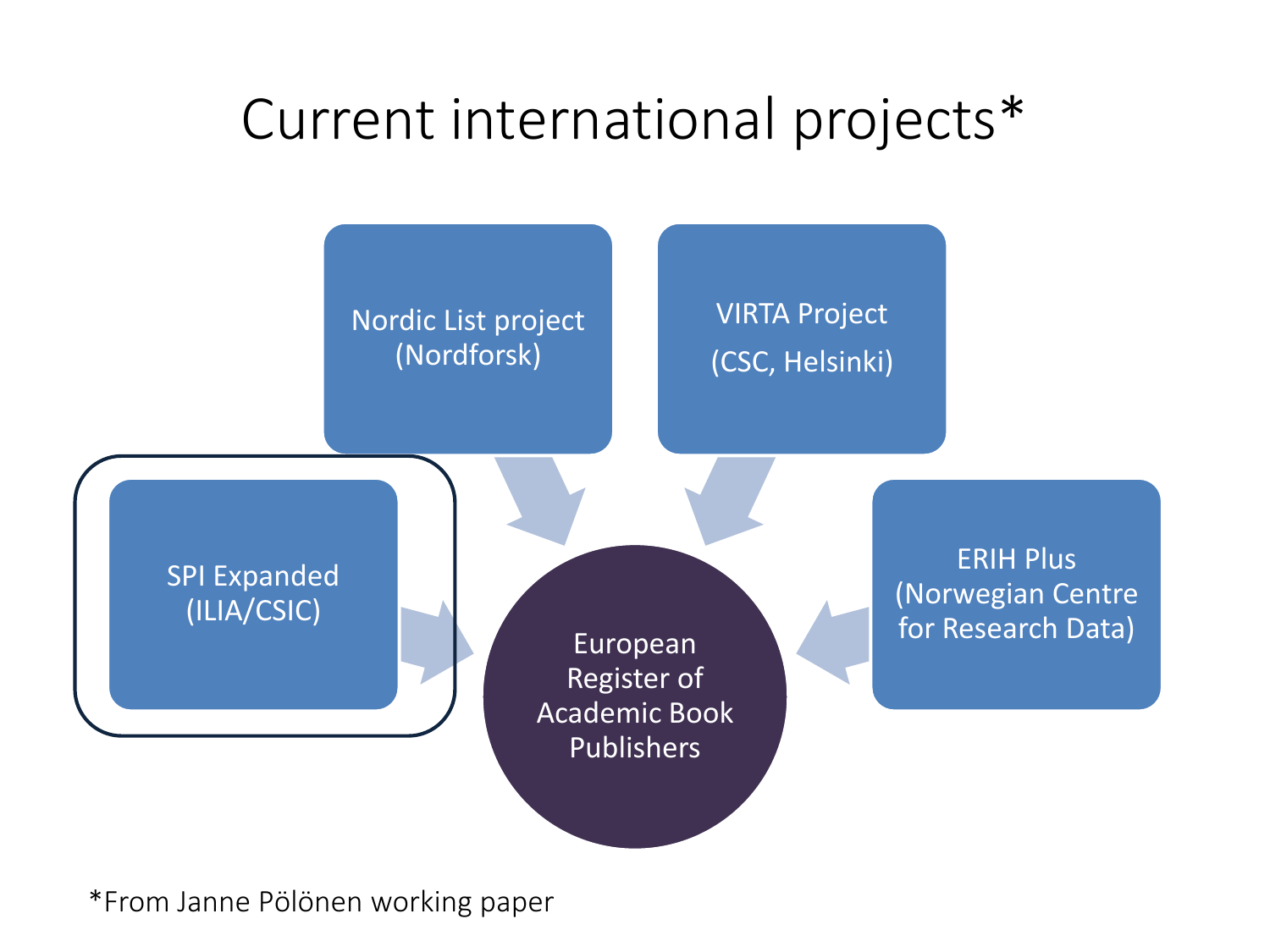# Current international projects*

- Nordic List project (Nordforsk)
- VIRTA Project (CSC, Helsinki)
- SPI Expanded (ILIA/CSIC)
- ERIH Plus (Norwegian Centre for Research Data)

→ European Register of Academic Book Publishers

*From Janne Pölönen working paper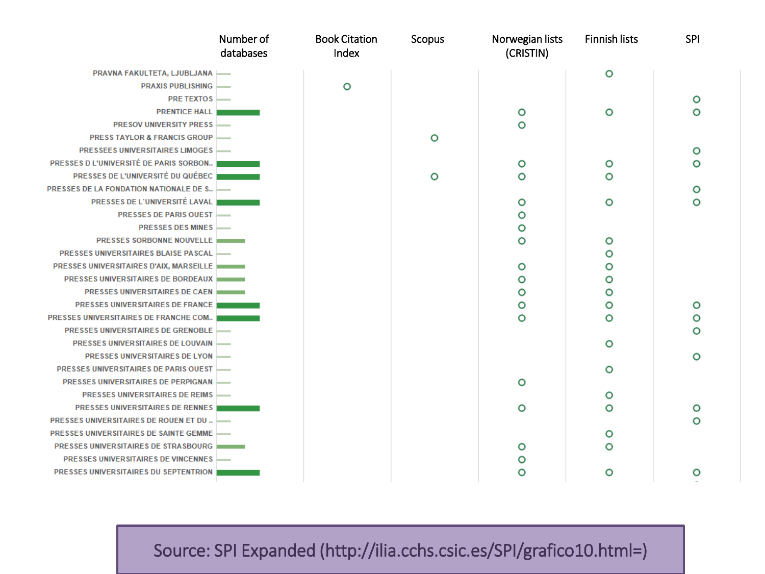| Publisher | Number of databases | Book Citation Index | Scopus | Norwegian lists (CRISTIN) | Finnish lists | SPI |
|---|---|---|---|---|---|---|
| PRAVNA FAKULTETA, LJUBLJANA | 1 | | | | ○ | |
| PRAXIS PUBLISHING | 1 | ○ | | | | |
| PRE TEXTOS | 1 | | | | | ○ |
| PRENTICE HALL | 3 | | | ○ | ○ | ○ |
| PRESOV UNIVERSITY PRESS | 1 | | | ○ | | |
| PRESS TAYLOR & FRANCIS GROUP | 1 | | ○ | | | |
| PRESSEES UNIVERSITAIRES LIMOGES | 1 | | | | | ○ |
| PRESSES D L'UNIVERSITÉ DE PARIS SORBON.. | 3 | | | ○ | ○ | ○ |
| PRESSES DE L'UNIVERSITÉ DU QUÉBEC | 3 | | ○ | ○ | ○ | |
| PRESSES DE LA FONDATION NATIONALE DE S.. | 1 | | | | | ○ |
| PRESSES DE L'UNIVERSITÉ LAVAL | 3 | | | ○ | ○ | ○ |
| PRESSES DE PARIS OUEST | 1 | | | ○ | | |
| PRESSES DES MINES | 1 | | | ○ | | |
| PRESSES SORBONNE NOUVELLE | 2 | | | ○ | ○ | |
| PRESSES UNIVERSITAIRES BLAISE PASCAL | 1 | | | | ○ | |
| PRESSES UNIVERSITAIRES D'AIX, MARSEILLE | 2 | | | ○ | ○ | |
| PRESSES UNIVERSITAIRES DE BORDEAUX | 2 | | | ○ | ○ | |
| PRESSES UNIVERSITAIRES DE CAEN | 2 | | | ○ | ○ | |
| PRESSES UNIVERSITAIRES DE FRANCE | 3 | | | ○ | ○ | ○ |
| PRESSES UNIVERSITAIRES DE FRANCHE COM.. | 3 | | | ○ | ○ | ○ |
| PRESSES UNIVERSITAIRES DE GRENOBLE | 1 | | | | | ○ |
| PRESSES UNIVERSITAIRES DE LOUVAIN | 1 | | | | ○ | |
| PRESSES UNIVERSITAIRES DE LYON | 1 | | | | | ○ |
| PRESSES UNIVERSITAIRES DE PARIS OUEST | 1 | | | | ○ | |
| PRESSES UNIVERSITAIRES DE PERPIGNAN | 1 | | | ○ | | |
| PRESSES UNIVERSITAIRES DE REIMS | 1 | | | | ○ | |
| PRESSES UNIVERSITAIRES DE RENNES | 3 | | | ○ | ○ | ○ |
| PRESSES UNIVERSITAIRES DE ROUEN ET DU .. | 1 | | | | | ○ |
| PRESSES UNIVERSITAIRES DE SAINTE GEMME | 1 | | | | ○ | |
| PRESSES UNIVERSITAIRES DE STRASBOURG | 2 | | | ○ | ○ | |
| PRESSES UNIVERSITAIRES DE VINCENNES | 1 | | | ○ | | |
| PRESSES UNIVERSITAIRES DU SEPTENTRION | 3 | | | ○ | ○ | ○ |

Source: SPI Expanded (http://ilia.cchs.csic.es/SPI/grafico10.html=)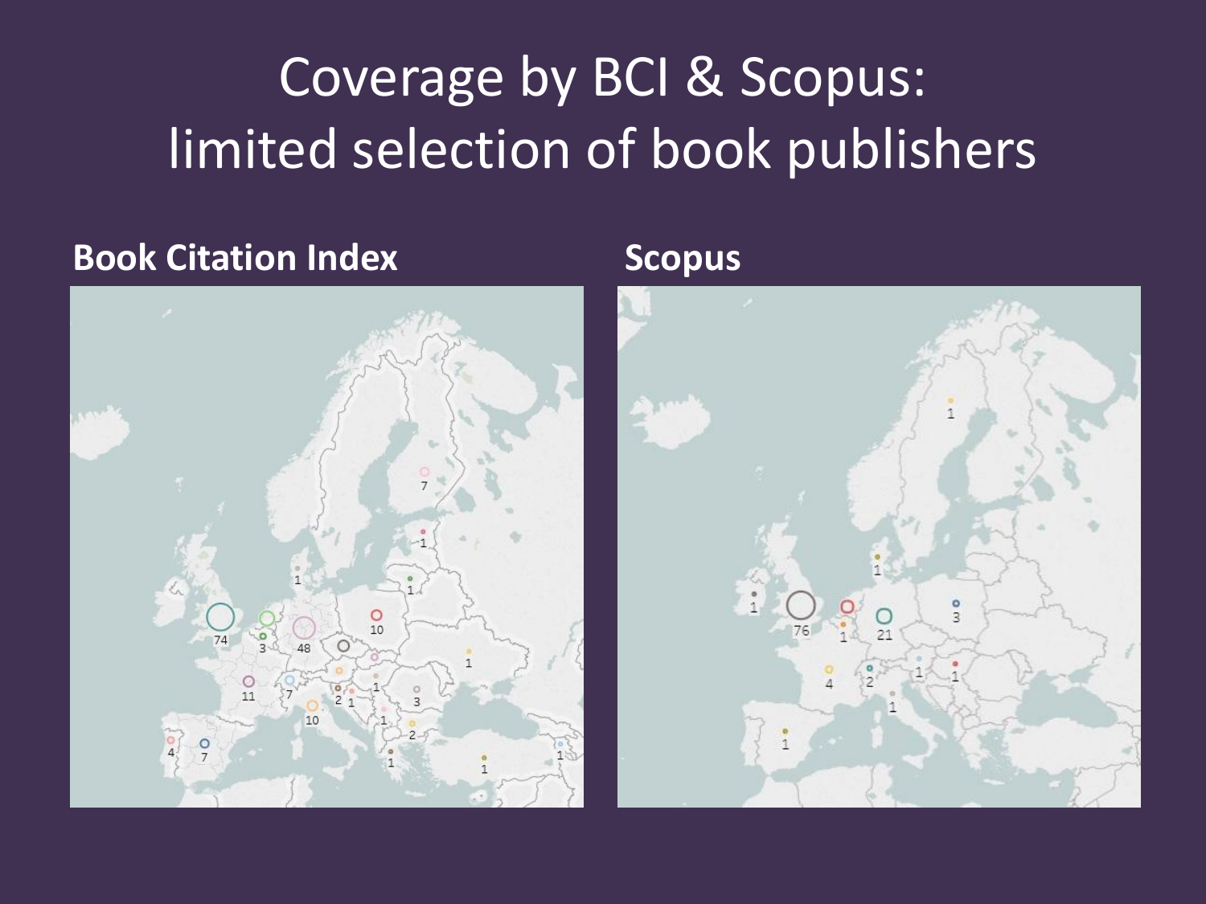# Coverage by BCI & Scopus: limited selection of book publishers

**Book Citation Index**

**Scopus**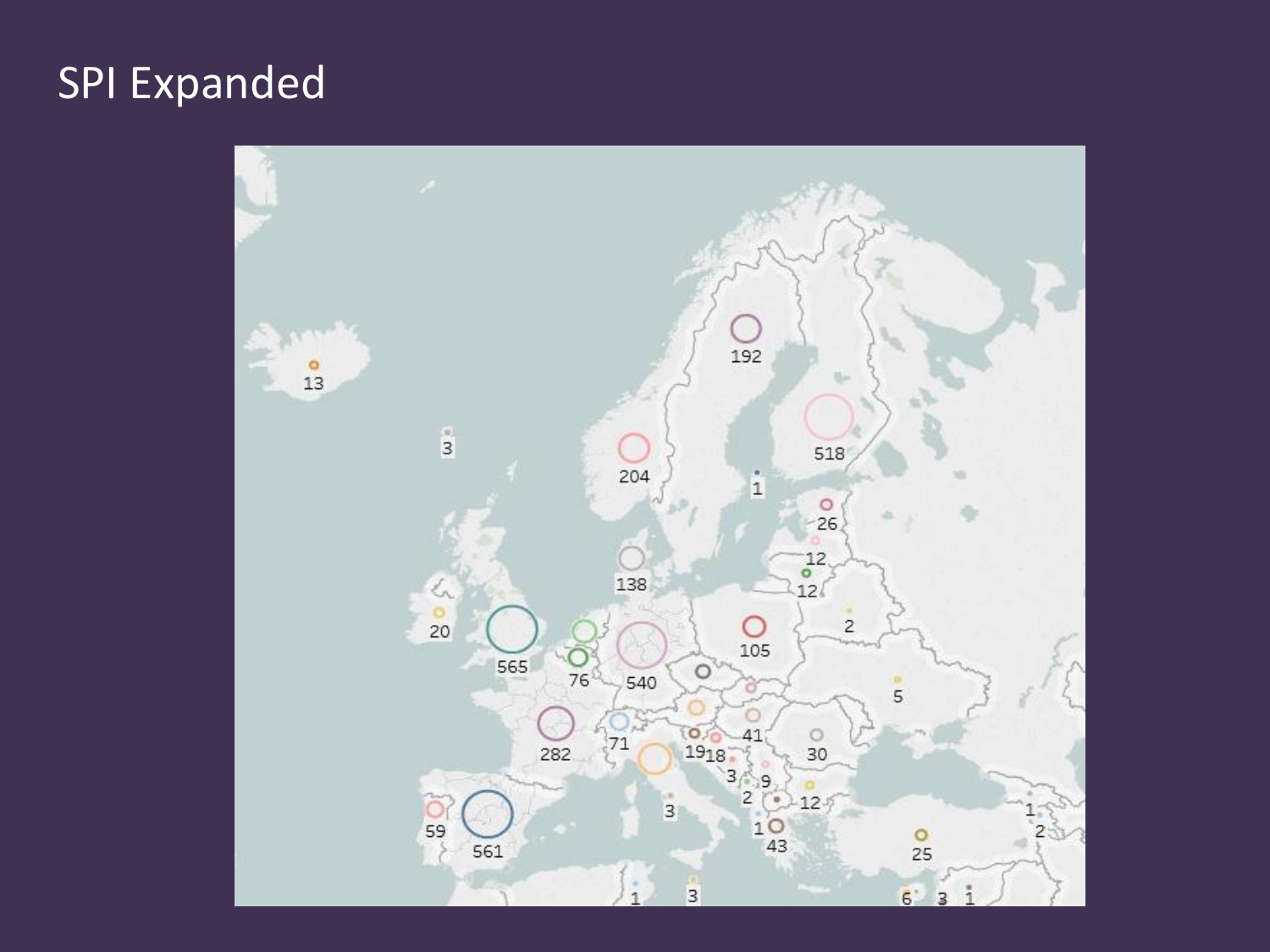# SPI Expanded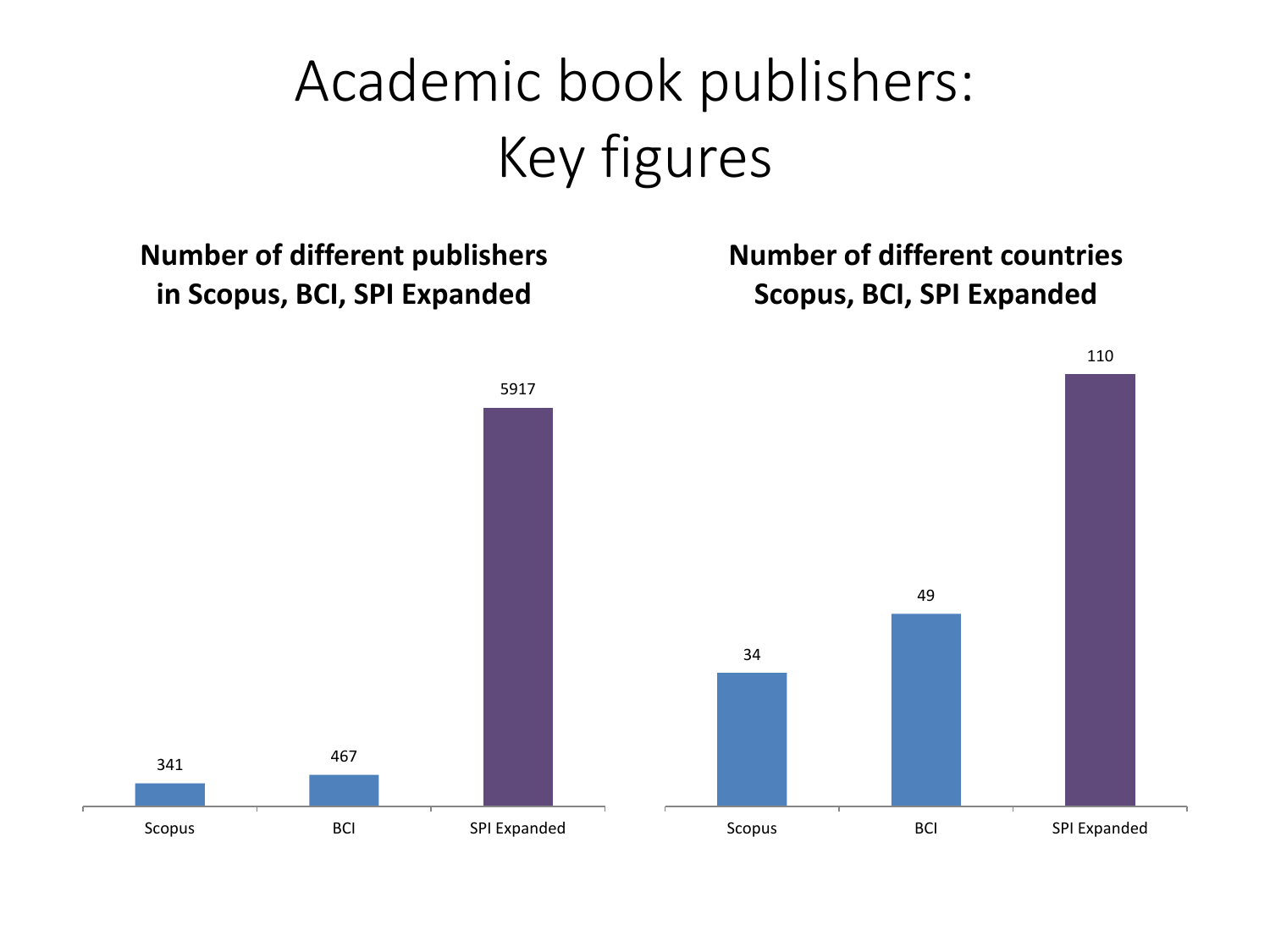# Academic book publishers: Key figures

**Number of different publishers in Scopus, BCI, SPI Expanded**

| Scopus | BCI | SPI Expanded |
|---|---|---|
| 341 | 467 | 5917 |

**Number of different countries Scopus, BCI, SPI Expanded**

| Scopus | BCI | SPI Expanded |
|---|---|---|
| 34 | 49 | 110 |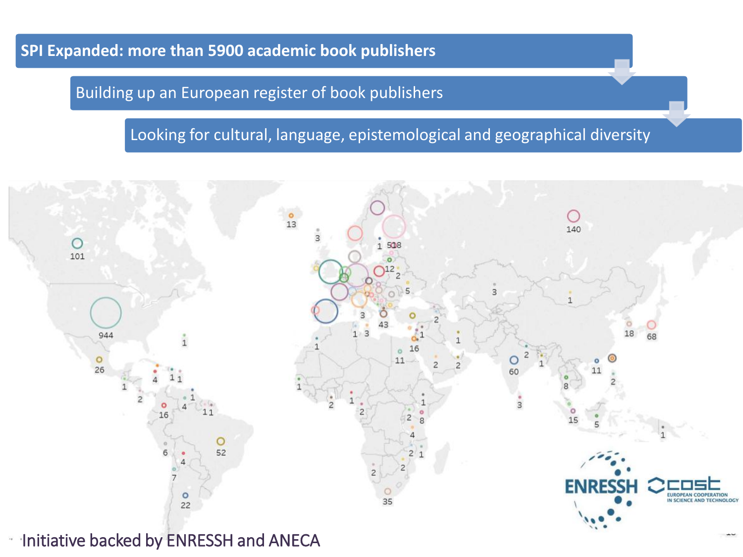**SPI Expanded: more than 5900 academic book publishers**

Building up an European register of book publishers

Looking for cultural, language, epistemological and geographical diversity

Initiative backed by ENRESSH and ANECA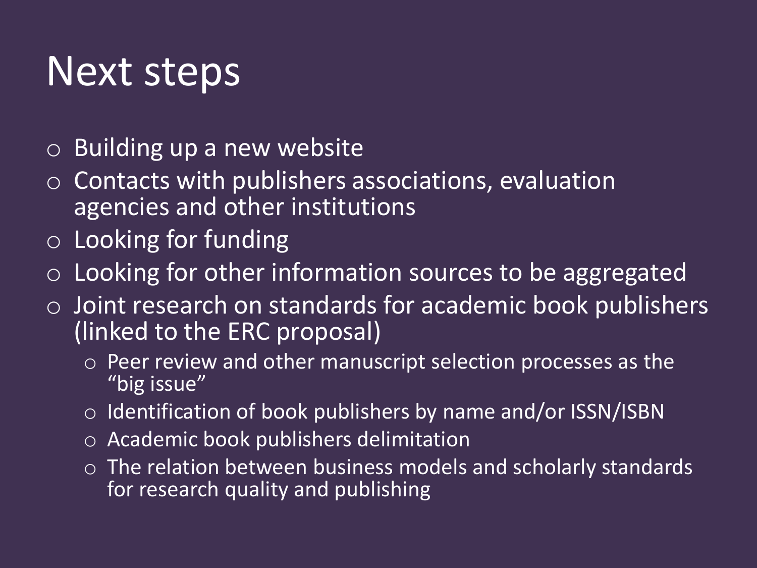# Next steps

- Building up a new website
- Contacts with publishers associations, evaluation agencies and other institutions
- Looking for funding
- Looking for other information sources to be aggregated
- Joint research on standards for academic book publishers (linked to the ERC proposal)
  - Peer review and other manuscript selection processes as the "big issue"
  - Identification of book publishers by name and/or ISSN/ISBN
  - Academic book publishers delimitation
  - The relation between business models and scholarly standards for research quality and publishing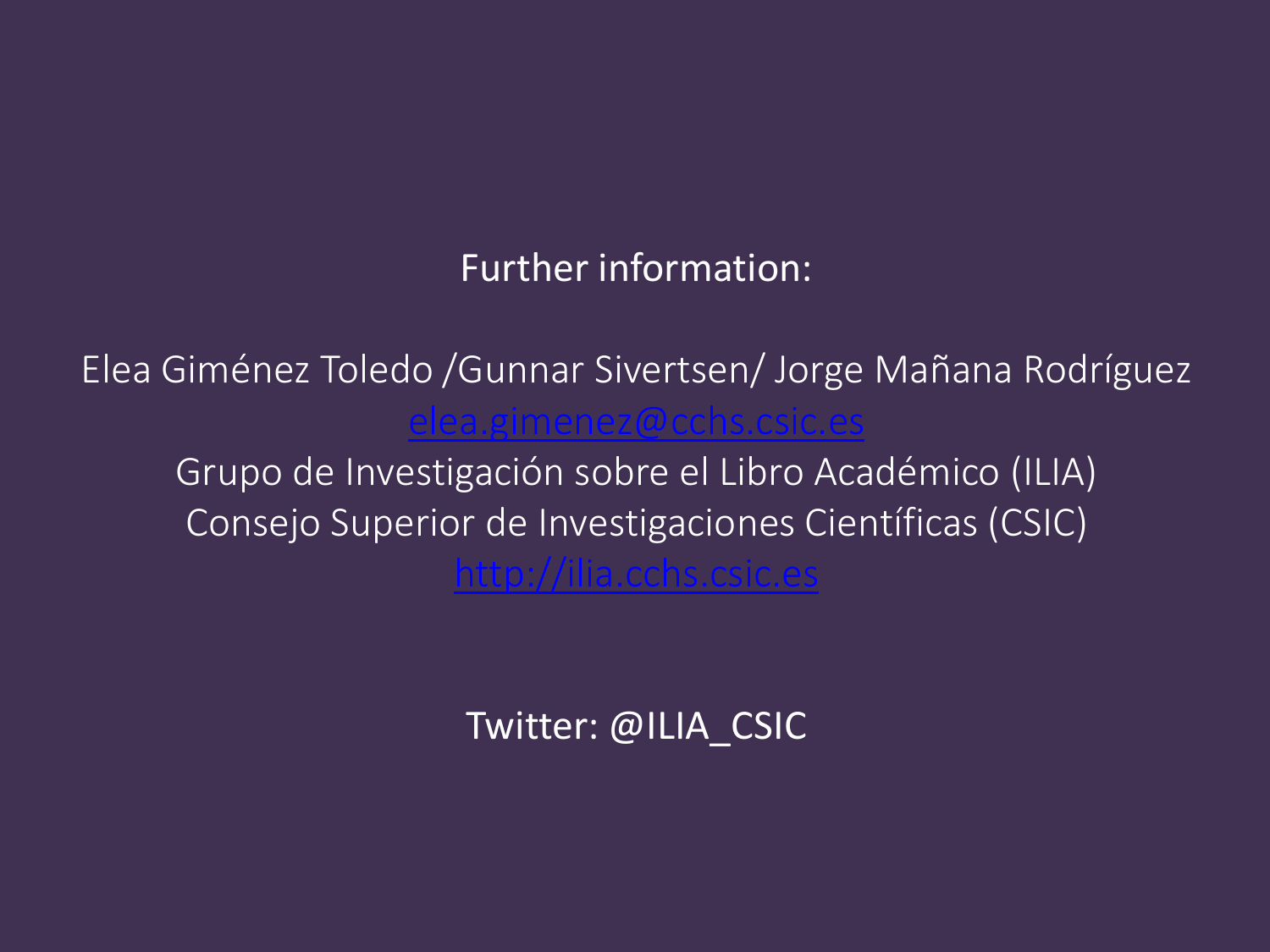Further information:

Elea Giménez Toledo /Gunnar Sivertsen/ Jorge Mañana Rodríguez

elea.gimenez@cchs.csic.es

Grupo de Investigación sobre el Libro Académico (ILIA)

Consejo Superior de Investigaciones Científicas (CSIC)

http://ilia.cchs.csic.es

Twitter: @ILIA_CSIC